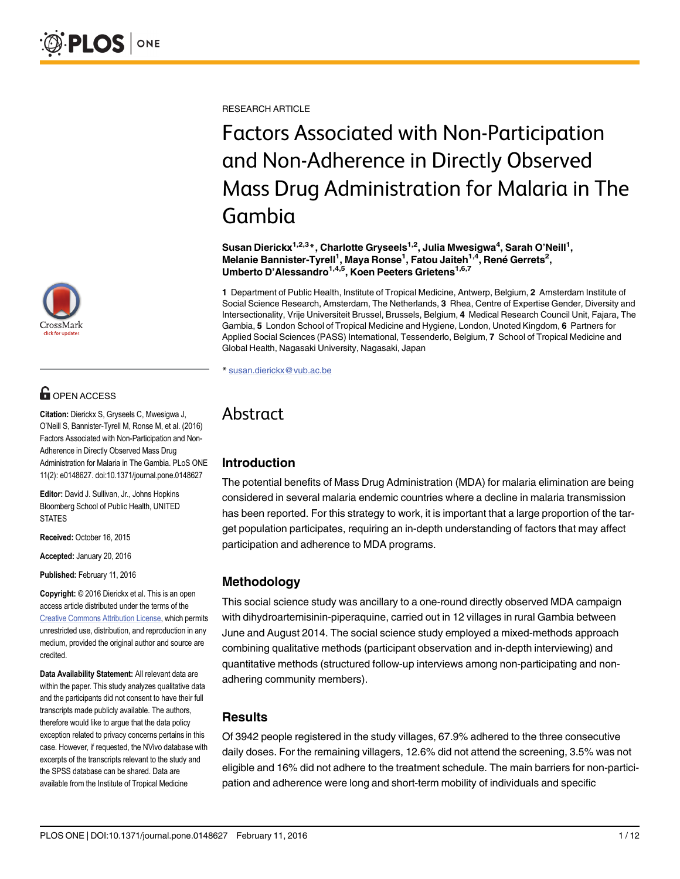RESEARCH ARTICLE

# Factors Associated with Non-Participation and Non-Adherence in Directly Observed Mass Drug Administration for Malaria in The Gambia

**Susan Dierickx[1,2,3]*, Charlotte Gryseels[1,2], Julia Mwesigwa[4], Sarah O'Neill[1], Melanie Bannister-Tyrell[1], Maya Ronse[1], Fatou Jaiteh[1,4], René Gerrets[2], Umberto D'Alessandro[1,4,5], Koen Peeters Grietens[1,6,7]**

**1** Department of Public Health, Institute of Tropical Medicine, Antwerp, Belgium, **2** Amsterdam Institute of Social Science Research, Amsterdam, The Netherlands, **3** Rhea, Centre of Expertise Gender, Diversity and Intersectionality, Vrije Universiteit Brussel, Brussels, Belgium, **4** Medical Research Council Unit, Fajara, The Gambia, **5** London School of Tropical Medicine and Hygiene, London, Unoted Kingdom, **6** Partners for Applied Social Sciences (PASS) International, Tessenderlo, Belgium, **7** School of Tropical Medicine and Global Health, Nagasaki University, Nagasaki, Japan

* susan.dierickx@vub.ac.be

OPEN ACCESS

**Citation:** Dierickx S, Gryseels C, Mwesigwa J, O'Neill S, Bannister-Tyrell M, Ronse M, et al. (2016) Factors Associated with Non-Participation and Non-Adherence in Directly Observed Mass Drug Administration for Malaria in The Gambia. PLoS ONE 11(2): e0148627. doi:10.1371/journal.pone.0148627

**Editor:** David J. Sullivan, Jr., Johns Hopkins Bloomberg School of Public Health, UNITED STATES

**Received:** October 16, 2015

**Accepted:** January 20, 2016

**Published:** February 11, 2016

**Copyright:** © 2016 Dierickx et al. This is an open access article distributed under the terms of the Creative Commons Attribution License, which permits unrestricted use, distribution, and reproduction in any medium, provided the original author and source are credited.

**Data Availability Statement:** All relevant data are within the paper. This study analyzes qualitative data and the participants did not consent to have their full transcripts made publicly available. The authors, therefore would like to argue that the data policy exception related to privacy concerns pertains in this case. However, if requested, the NVivo database with excerpts of the transcripts relevant to the study and the SPSS database can be shared. Data are available from the Institute of Tropical Medicine

# Abstract

## Introduction

The potential benefits of Mass Drug Administration (MDA) for malaria elimination are being considered in several malaria endemic countries where a decline in malaria transmission has been reported. For this strategy to work, it is important that a large proportion of the target population participates, requiring an in-depth understanding of factors that may affect participation and adherence to MDA programs.

## Methodology

This social science study was ancillary to a one-round directly observed MDA campaign with dihydroartemisinin-piperaquine, carried out in 12 villages in rural Gambia between June and August 2014. The social science study employed a mixed-methods approach combining qualitative methods (participant observation and in-depth interviewing) and quantitative methods (structured follow-up interviews among non-participating and non-adhering community members).

## Results

Of 3942 people registered in the study villages, 67.9% adhered to the three consecutive daily doses. For the remaining villagers, 12.6% did not attend the screening, 3.5% was not eligible and 16% did not adhere to the treatment schedule. The main barriers for non-participation and adherence were long and short-term mobility of individuals and specific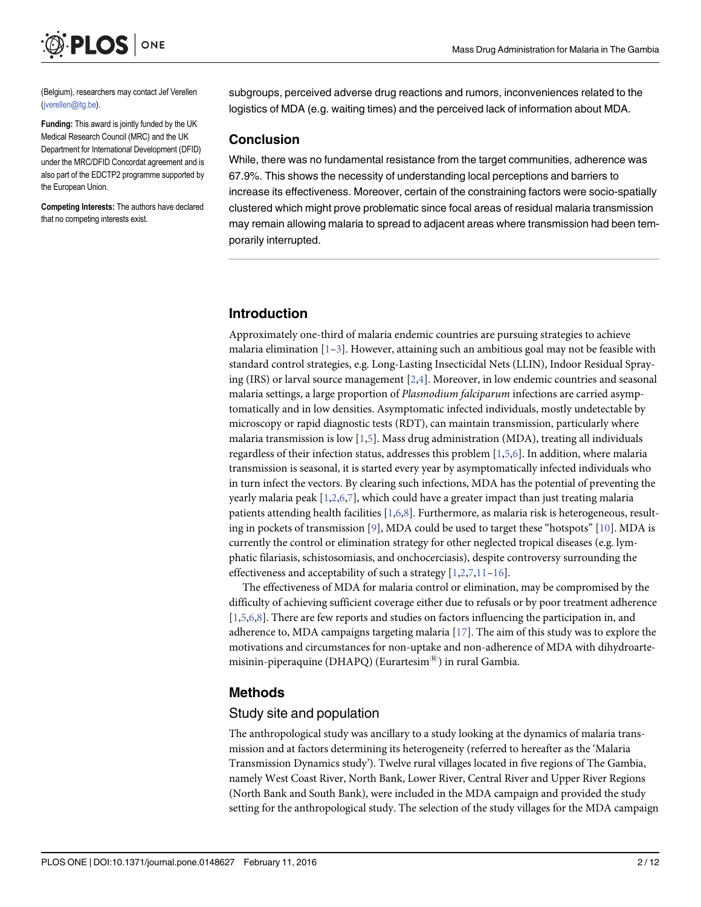(Belgium), researchers may contact Jef Verellen (jverellen@itg.be).

**Funding:** This award is jointly funded by the UK Medical Research Council (MRC) and the UK Department for International Development (DFID) under the MRC/DFID Concordat agreement and is also part of the EDCTP2 programme supported by the European Union.

**Competing Interests:** The authors have declared that no competing interests exist.

subgroups, perceived adverse drug reactions and rumors, inconveniences related to the logistics of MDA (e.g. waiting times) and the perceived lack of information about MDA.

## Conclusion

While, there was no fundamental resistance from the target communities, adherence was 67.9%. This shows the necessity of understanding local perceptions and barriers to increase its effectiveness. Moreover, certain of the constraining factors were socio-spatially clustered which might prove problematic since focal areas of residual malaria transmission may remain allowing malaria to spread to adjacent areas where transmission had been temporarily interrupted.

## Introduction

Approximately one-third of malaria endemic countries are pursuing strategies to achieve malaria elimination [1–3]. However, attaining such an ambitious goal may not be feasible with standard control strategies, e.g. Long-Lasting Insecticidal Nets (LLIN), Indoor Residual Spraying (IRS) or larval source management [2,4]. Moreover, in low endemic countries and seasonal malaria settings, a large proportion of *Plasmodium falciparum* infections are carried asymptomatically and in low densities. Asymptomatic infected individuals, mostly undetectable by microscopy or rapid diagnostic tests (RDT), can maintain transmission, particularly where malaria transmission is low [1,5]. Mass drug administration (MDA), treating all individuals regardless of their infection status, addresses this problem [1,5,6]. In addition, where malaria transmission is seasonal, it is started every year by asymptomatically infected individuals who in turn infect the vectors. By clearing such infections, MDA has the potential of preventing the yearly malaria peak [1,2,6,7], which could have a greater impact than just treating malaria patients attending health facilities [1,6,8]. Furthermore, as malaria risk is heterogeneous, resulting in pockets of transmission [9], MDA could be used to target these "hotspots" [10]. MDA is currently the control or elimination strategy for other neglected tropical diseases (e.g. lymphatic filariasis, schistosomiasis, and onchocerciasis), despite controversy surrounding the effectiveness and acceptability of such a strategy [1,2,7,11–16].

The effectiveness of MDA for malaria control or elimination, may be compromised by the difficulty of achieving sufficient coverage either due to refusals or by poor treatment adherence [1,5,6,8]. There are few reports and studies on factors influencing the participation in, and adherence to, MDA campaigns targeting malaria [17]. The aim of this study was to explore the motivations and circumstances for non-uptake and non-adherence of MDA with dihydroartemisinin-piperaquine (DHAPQ) (Eurartesim®) in rural Gambia.

## Methods

### Study site and population

The anthropological study was ancillary to a study looking at the dynamics of malaria transmission and at factors determining its heterogeneity (referred to hereafter as the 'Malaria Transmission Dynamics study'). Twelve rural villages located in five regions of The Gambia, namely West Coast River, North Bank, Lower River, Central River and Upper River Regions (North Bank and South Bank), were included in the MDA campaign and provided the study setting for the anthropological study. The selection of the study villages for the MDA campaign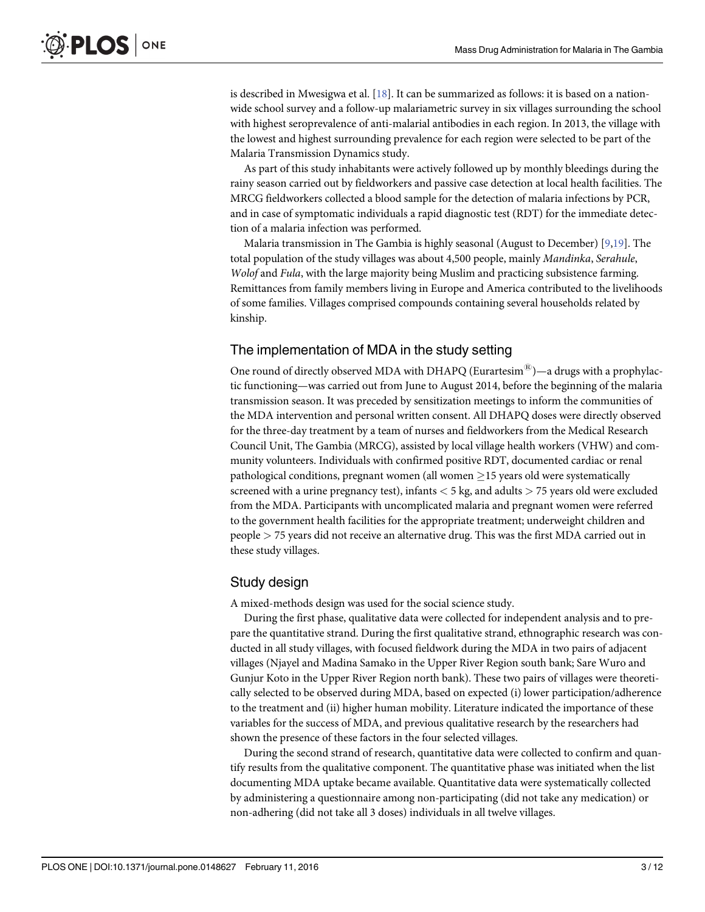is described in Mwesigwa et al. [18]. It can be summarized as follows: it is based on a nationwide school survey and a follow-up malariametric survey in six villages surrounding the school with highest seroprevalence of anti-malarial antibodies in each region. In 2013, the village with the lowest and highest surrounding prevalence for each region were selected to be part of the Malaria Transmission Dynamics study.

As part of this study inhabitants were actively followed up by monthly bleedings during the rainy season carried out by fieldworkers and passive case detection at local health facilities. The MRCG fieldworkers collected a blood sample for the detection of malaria infections by PCR, and in case of symptomatic individuals a rapid diagnostic test (RDT) for the immediate detection of a malaria infection was performed.

Malaria transmission in The Gambia is highly seasonal (August to December) [9,19]. The total population of the study villages was about 4,500 people, mainly *Mandinka*, *Serahule*, *Wolof* and *Fula*, with the large majority being Muslim and practicing subsistence farming. Remittances from family members living in Europe and America contributed to the livelihoods of some families. Villages comprised compounds containing several households related by kinship.

## The implementation of MDA in the study setting

One round of directly observed MDA with DHAPQ (Eurartesim®)—a drugs with a prophylactic functioning—was carried out from June to August 2014, before the beginning of the malaria transmission season. It was preceded by sensitization meetings to inform the communities of the MDA intervention and personal written consent. All DHAPQ doses were directly observed for the three-day treatment by a team of nurses and fieldworkers from the Medical Research Council Unit, The Gambia (MRCG), assisted by local village health workers (VHW) and community volunteers. Individuals with confirmed positive RDT, documented cardiac or renal pathological conditions, pregnant women (all women $\geq$15 years old were systematically screened with a urine pregnancy test), infants $<$ 5 kg, and adults $>$ 75 years old were excluded from the MDA. Participants with uncomplicated malaria and pregnant women were referred to the government health facilities for the appropriate treatment; underweight children and people $>$ 75 years did not receive an alternative drug. This was the first MDA carried out in these study villages.

## Study design

A mixed-methods design was used for the social science study.

During the first phase, qualitative data were collected for independent analysis and to prepare the quantitative strand. During the first qualitative strand, ethnographic research was conducted in all study villages, with focused fieldwork during the MDA in two pairs of adjacent villages (Njayel and Madina Samako in the Upper River Region south bank; Sare Wuro and Gunjur Koto in the Upper River Region north bank). These two pairs of villages were theoretically selected to be observed during MDA, based on expected (i) lower participation/adherence to the treatment and (ii) higher human mobility. Literature indicated the importance of these variables for the success of MDA, and previous qualitative research by the researchers had shown the presence of these factors in the four selected villages.

During the second strand of research, quantitative data were collected to confirm and quantify results from the qualitative component. The quantitative phase was initiated when the list documenting MDA uptake became available. Quantitative data were systematically collected by administering a questionnaire among non-participating (did not take any medication) or non-adhering (did not take all 3 doses) individuals in all twelve villages.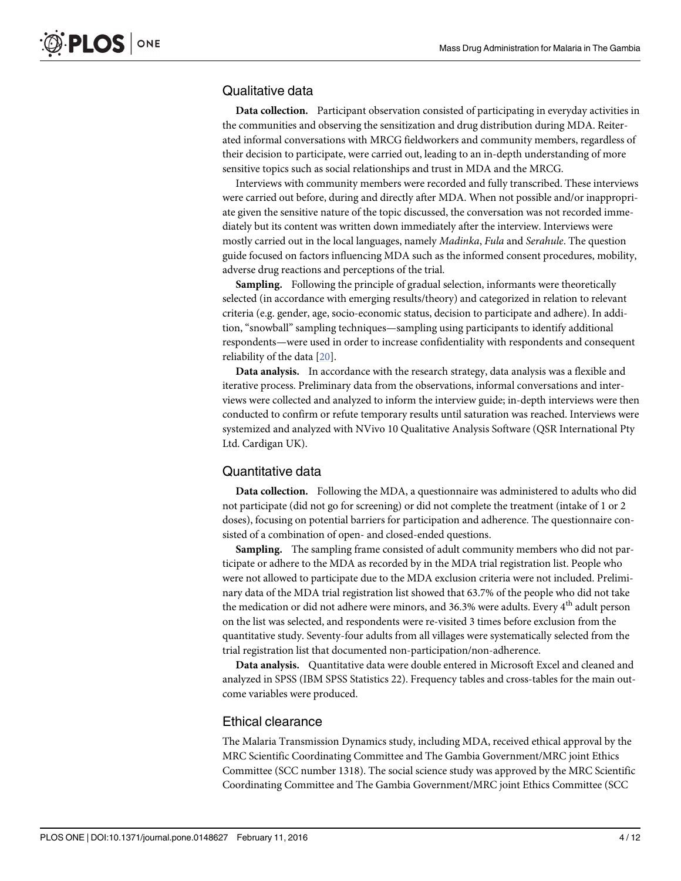### Qualitative data

**Data collection.** Participant observation consisted of participating in everyday activities in the communities and observing the sensitization and drug distribution during MDA. Reiterated informal conversations with MRCG fieldworkers and community members, regardless of their decision to participate, were carried out, leading to an in-depth understanding of more sensitive topics such as social relationships and trust in MDA and the MRCG.

Interviews with community members were recorded and fully transcribed. These interviews were carried out before, during and directly after MDA. When not possible and/or inappropriate given the sensitive nature of the topic discussed, the conversation was not recorded immediately but its content was written down immediately after the interview. Interviews were mostly carried out in the local languages, namely *Madinka*, *Fula* and *Serahule*. The question guide focused on factors influencing MDA such as the informed consent procedures, mobility, adverse drug reactions and perceptions of the trial.

**Sampling.** Following the principle of gradual selection, informants were theoretically selected (in accordance with emerging results/theory) and categorized in relation to relevant criteria (e.g. gender, age, socio-economic status, decision to participate and adhere). In addition, "snowball" sampling techniques—sampling using participants to identify additional respondents—were used in order to increase confidentiality with respondents and consequent reliability of the data [20].

**Data analysis.** In accordance with the research strategy, data analysis was a flexible and iterative process. Preliminary data from the observations, informal conversations and interviews were collected and analyzed to inform the interview guide; in-depth interviews were then conducted to confirm or refute temporary results until saturation was reached. Interviews were systemized and analyzed with NVivo 10 Qualitative Analysis Software (QSR International Pty Ltd. Cardigan UK).

### Quantitative data

**Data collection.** Following the MDA, a questionnaire was administered to adults who did not participate (did not go for screening) or did not complete the treatment (intake of 1 or 2 doses), focusing on potential barriers for participation and adherence. The questionnaire consisted of a combination of open- and closed-ended questions.

**Sampling.** The sampling frame consisted of adult community members who did not participate or adhere to the MDA as recorded by in the MDA trial registration list. People who were not allowed to participate due to the MDA exclusion criteria were not included. Preliminary data of the MDA trial registration list showed that 63.7% of the people who did not take the medication or did not adhere were minors, and 36.3% were adults. Every 4$^{th}$ adult person on the list was selected, and respondents were re-visited 3 times before exclusion from the quantitative study. Seventy-four adults from all villages were systematically selected from the trial registration list that documented non-participation/non-adherence.

**Data analysis.** Quantitative data were double entered in Microsoft Excel and cleaned and analyzed in SPSS (IBM SPSS Statistics 22). Frequency tables and cross-tables for the main outcome variables were produced.

### Ethical clearance

The Malaria Transmission Dynamics study, including MDA, received ethical approval by the MRC Scientific Coordinating Committee and The Gambia Government/MRC joint Ethics Committee (SCC number 1318). The social science study was approved by the MRC Scientific Coordinating Committee and The Gambia Government/MRC joint Ethics Committee (SCC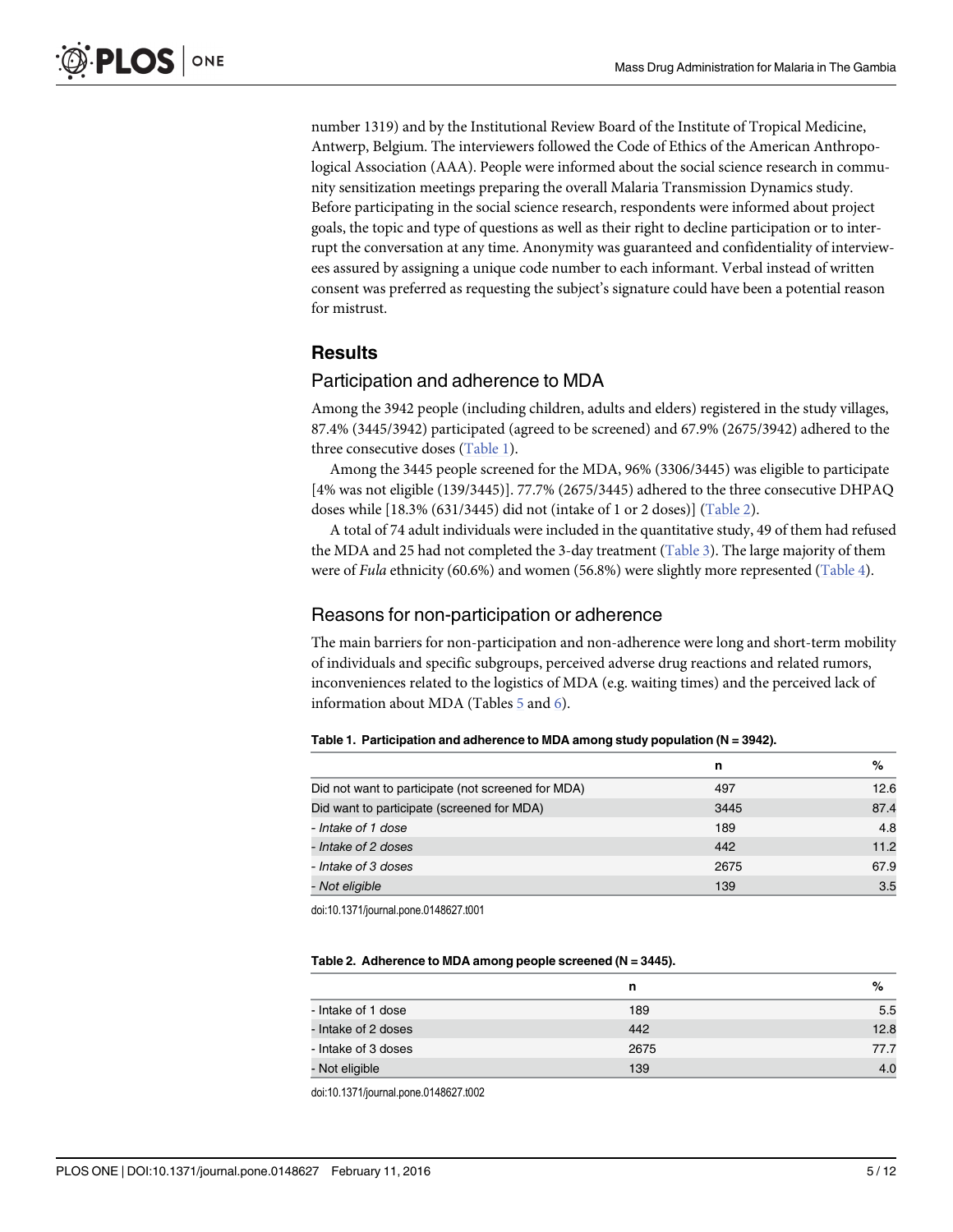number 1319) and by the Institutional Review Board of the Institute of Tropical Medicine, Antwerp, Belgium. The interviewers followed the Code of Ethics of the American Anthropological Association (AAA). People were informed about the social science research in community sensitization meetings preparing the overall Malaria Transmission Dynamics study. Before participating in the social science research, respondents were informed about project goals, the topic and type of questions as well as their right to decline participation or to interrupt the conversation at any time. Anonymity was guaranteed and confidentiality of interviewees assured by assigning a unique code number to each informant. Verbal instead of written consent was preferred as requesting the subject's signature could have been a potential reason for mistrust.

## Results

### Participation and adherence to MDA

Among the 3942 people (including children, adults and elders) registered in the study villages, 87.4% (3445/3942) participated (agreed to be screened) and 67.9% (2675/3942) adhered to the three consecutive doses (Table 1).

Among the 3445 people screened for the MDA, 96% (3306/3445) was eligible to participate [4% was not eligible (139/3445)]. 77.7% (2675/3445) adhered to the three consecutive DHPAQ doses while [18.3% (631/3445) did not (intake of 1 or 2 doses)] (Table 2).

A total of 74 adult individuals were included in the quantitative study, 49 of them had refused the MDA and 25 had not completed the 3-day treatment (Table 3). The large majority of them were of *Fula* ethnicity (60.6%) and women (56.8%) were slightly more represented (Table 4).

### Reasons for non-participation or adherence

The main barriers for non-participation and non-adherence were long and short-term mobility of individuals and specific subgroups, perceived adverse drug reactions and related rumors, inconveniences related to the logistics of MDA (e.g. waiting times) and the perceived lack of information about MDA (Tables 5 and 6).

**Table 1. Participation and adherence to MDA among study population (N = 3942).**

| | n | % |
|---|---|---|
| Did not want to participate (not screened for MDA) | 497 | 12.6 |
| Did want to participate (screened for MDA) | 3445 | 87.4 |
| *- Intake of 1 dose* | 189 | 4.8 |
| *- Intake of 2 doses* | 442 | 11.2 |
| *- Intake of 3 doses* | 2675 | 67.9 |
| *- Not eligible* | 139 | 3.5 |

doi:10.1371/journal.pone.0148627.t001

**Table 2. Adherence to MDA among people screened (N = 3445).**

| | n | % |
|---|---|---|
| - Intake of 1 dose | 189 | 5.5 |
| - Intake of 2 doses | 442 | 12.8 |
| - Intake of 3 doses | 2675 | 77.7 |
| - Not eligible | 139 | 4.0 |

doi:10.1371/journal.pone.0148627.t002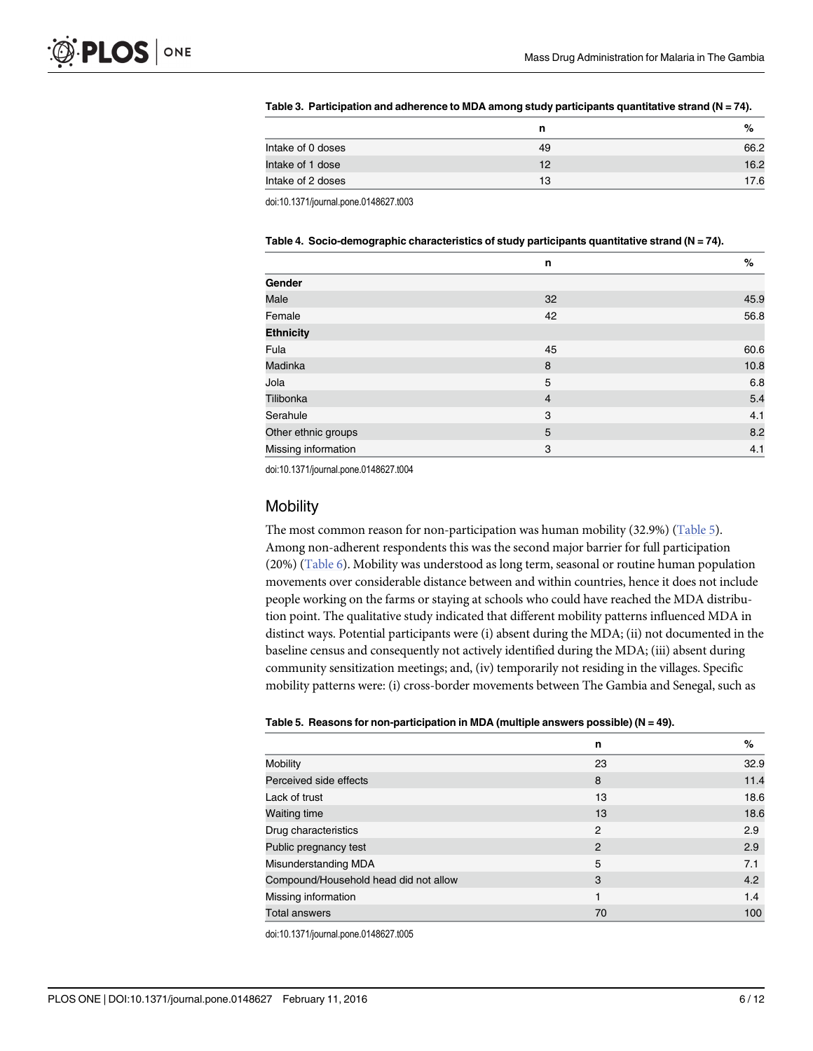**Table 3. Participation and adherence to MDA among study participants quantitative strand (N = 74).**

| | n | % |
|---|---|---|
| Intake of 0 doses | 49 | 66.2 |
| Intake of 1 dose | 12 | 16.2 |
| Intake of 2 doses | 13 | 17.6 |

doi:10.1371/journal.pone.0148627.t003

**Table 4. Socio-demographic characteristics of study participants quantitative strand (N = 74).**

| | n | % |
|---|---|---|
| **Gender** | | |
| Male | 32 | 45.9 |
| Female | 42 | 56.8 |
| **Ethnicity** | | |
| Fula | 45 | 60.6 |
| Madinka | 8 | 10.8 |
| Jola | 5 | 6.8 |
| Tilibonka | 4 | 5.4 |
| Serahule | 3 | 4.1 |
| Other ethnic groups | 5 | 8.2 |
| Missing information | 3 | 4.1 |

doi:10.1371/journal.pone.0148627.t004

## Mobility

The most common reason for non-participation was human mobility (32.9%) (Table 5). Among non-adherent respondents this was the second major barrier for full participation (20%) (Table 6). Mobility was understood as long term, seasonal or routine human population movements over considerable distance between and within countries, hence it does not include people working on the farms or staying at schools who could have reached the MDA distribution point. The qualitative study indicated that different mobility patterns influenced MDA in distinct ways. Potential participants were (i) absent during the MDA; (ii) not documented in the baseline census and consequently not actively identified during the MDA; (iii) absent during community sensitization meetings; and, (iv) temporarily not residing in the villages. Specific mobility patterns were: (i) cross-border movements between The Gambia and Senegal, such as

**Table 5. Reasons for non-participation in MDA (multiple answers possible) (N = 49).**

| | n | % |
|---|---|---|
| Mobility | 23 | 32.9 |
| Perceived side effects | 8 | 11.4 |
| Lack of trust | 13 | 18.6 |
| Waiting time | 13 | 18.6 |
| Drug characteristics | 2 | 2.9 |
| Public pregnancy test | 2 | 2.9 |
| Misunderstanding MDA | 5 | 7.1 |
| Compound/Household head did not allow | 3 | 4.2 |
| Missing information | 1 | 1.4 |
| Total answers | 70 | 100 |

doi:10.1371/journal.pone.0148627.t005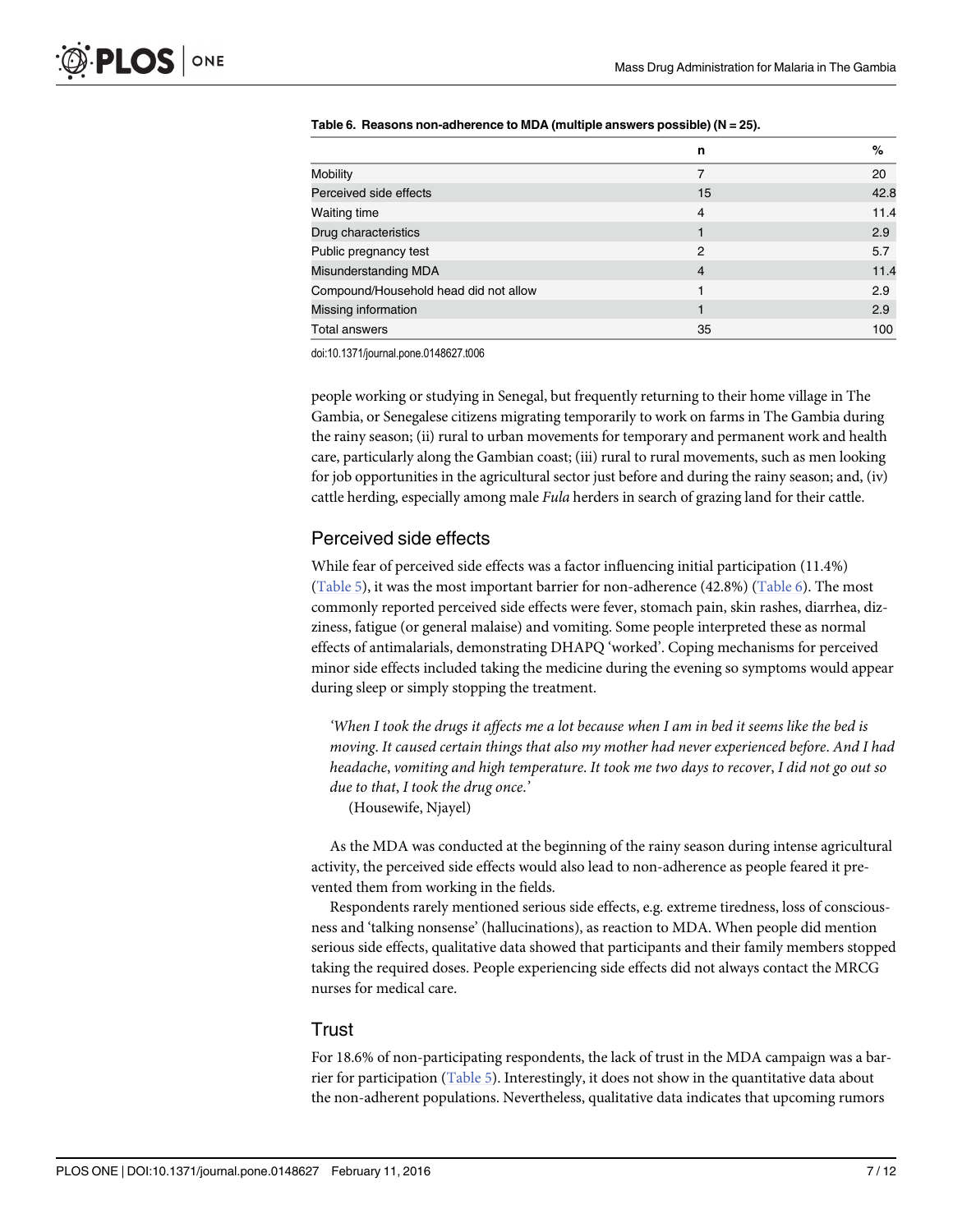**Table 6. Reasons non-adherence to MDA (multiple answers possible) (N = 25).**

| | n | % |
|---|---|---|
| Mobility | 7 | 20 |
| Perceived side effects | 15 | 42.8 |
| Waiting time | 4 | 11.4 |
| Drug characteristics | 1 | 2.9 |
| Public pregnancy test | 2 | 5.7 |
| Misunderstanding MDA | 4 | 11.4 |
| Compound/Household head did not allow | 1 | 2.9 |
| Missing information | 1 | 2.9 |
| Total answers | 35 | 100 |

doi:10.1371/journal.pone.0148627.t006

people working or studying in Senegal, but frequently returning to their home village in The Gambia, or Senegalese citizens migrating temporarily to work on farms in The Gambia during the rainy season; (ii) rural to urban movements for temporary and permanent work and health care, particularly along the Gambian coast; (iii) rural to rural movements, such as men looking for job opportunities in the agricultural sector just before and during the rainy season; and, (iv) cattle herding, especially among male *Fula* herders in search of grazing land for their cattle.

## Perceived side effects

While fear of perceived side effects was a factor influencing initial participation (11.4%) (Table 5), it was the most important barrier for non-adherence (42.8%) (Table 6). The most commonly reported perceived side effects were fever, stomach pain, skin rashes, diarrhea, dizziness, fatigue (or general malaise) and vomiting. Some people interpreted these as normal effects of antimalarials, demonstrating DHAPQ 'worked'. Coping mechanisms for perceived minor side effects included taking the medicine during the evening so symptoms would appear during sleep or simply stopping the treatment.

> *'When I took the drugs it affects me a lot because when I am in bed it seems like the bed is moving. It caused certain things that also my mother had never experienced before. And I had headache, vomiting and high temperature. It took me two days to recover, I did not go out so due to that, I took the drug once.'*
> (Housewife, Njayel)

As the MDA was conducted at the beginning of the rainy season during intense agricultural activity, the perceived side effects would also lead to non-adherence as people feared it prevented them from working in the fields.

Respondents rarely mentioned serious side effects, e.g. extreme tiredness, loss of consciousness and 'talking nonsense' (hallucinations), as reaction to MDA. When people did mention serious side effects, qualitative data showed that participants and their family members stopped taking the required doses. People experiencing side effects did not always contact the MRCG nurses for medical care.

## Trust

For 18.6% of non-participating respondents, the lack of trust in the MDA campaign was a barrier for participation (Table 5). Interestingly, it does not show in the quantitative data about the non-adherent populations. Nevertheless, qualitative data indicates that upcoming rumors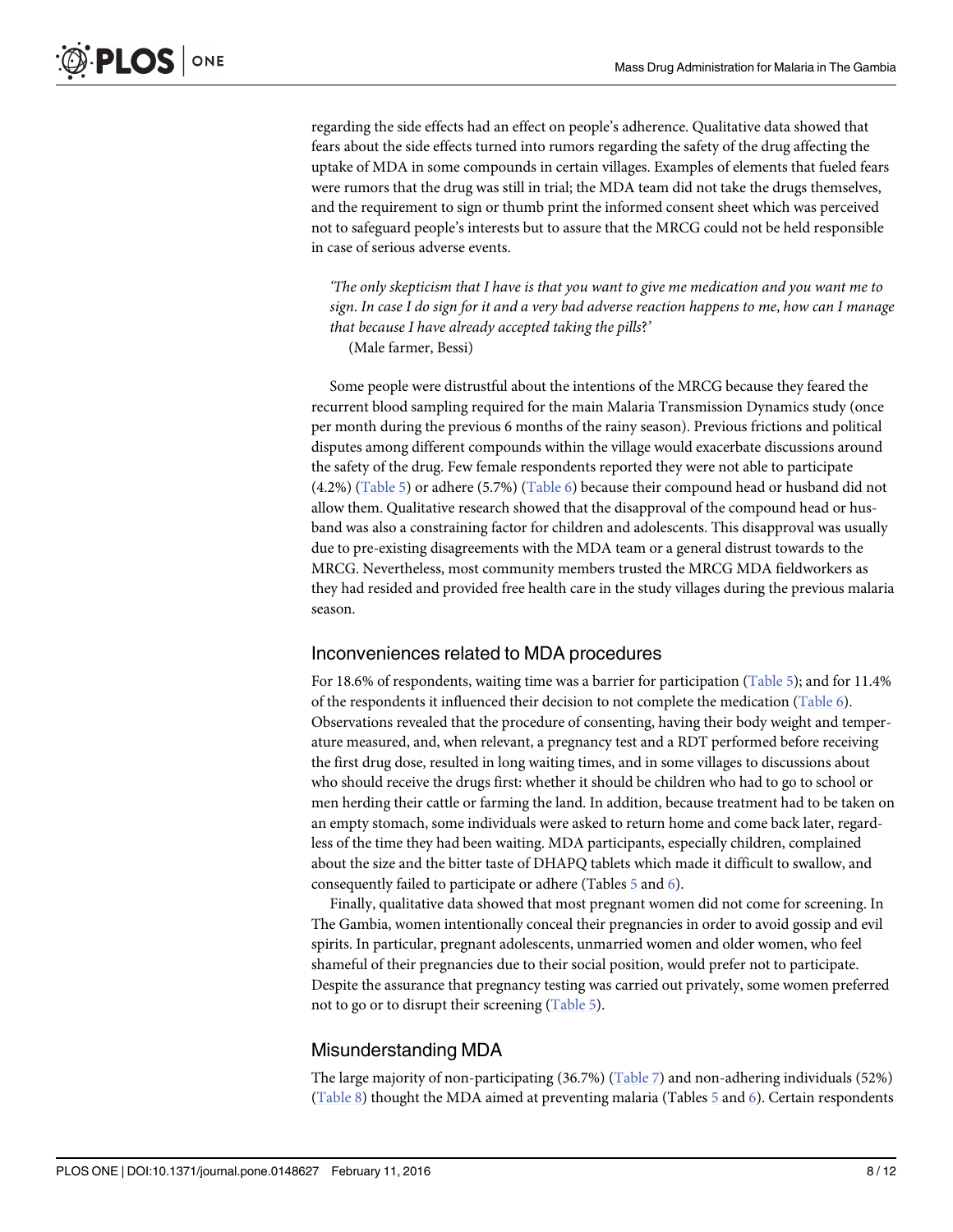regarding the side effects had an effect on people's adherence. Qualitative data showed that fears about the side effects turned into rumors regarding the safety of the drug affecting the uptake of MDA in some compounds in certain villages. Examples of elements that fueled fears were rumors that the drug was still in trial; the MDA team did not take the drugs themselves, and the requirement to sign or thumb print the informed consent sheet which was perceived not to safeguard people's interests but to assure that the MRCG could not be held responsible in case of serious adverse events.

> *'The only skepticism that I have is that you want to give me medication and you want me to sign. In case I do sign for it and a very bad adverse reaction happens to me, how can I manage that because I have already accepted taking the pills?'*
>
> (Male farmer, Bessi)

Some people were distrustful about the intentions of the MRCG because they feared the recurrent blood sampling required for the main Malaria Transmission Dynamics study (once per month during the previous 6 months of the rainy season). Previous frictions and political disputes among different compounds within the village would exacerbate discussions around the safety of the drug. Few female respondents reported they were not able to participate (4.2%) (Table 5) or adhere (5.7%) (Table 6) because their compound head or husband did not allow them. Qualitative research showed that the disapproval of the compound head or husband was also a constraining factor for children and adolescents. This disapproval was usually due to pre-existing disagreements with the MDA team or a general distrust towards to the MRCG. Nevertheless, most community members trusted the MRCG MDA fieldworkers as they had resided and provided free health care in the study villages during the previous malaria season.

## Inconveniences related to MDA procedures

For 18.6% of respondents, waiting time was a barrier for participation (Table 5); and for 11.4% of the respondents it influenced their decision to not complete the medication (Table 6). Observations revealed that the procedure of consenting, having their body weight and temperature measured, and, when relevant, a pregnancy test and a RDT performed before receiving the first drug dose, resulted in long waiting times, and in some villages to discussions about who should receive the drugs first: whether it should be children who had to go to school or men herding their cattle or farming the land. In addition, because treatment had to be taken on an empty stomach, some individuals were asked to return home and come back later, regardless of the time they had been waiting. MDA participants, especially children, complained about the size and the bitter taste of DHAPQ tablets which made it difficult to swallow, and consequently failed to participate or adhere (Tables 5 and 6).

Finally, qualitative data showed that most pregnant women did not come for screening. In The Gambia, women intentionally conceal their pregnancies in order to avoid gossip and evil spirits. In particular, pregnant adolescents, unmarried women and older women, who feel shameful of their pregnancies due to their social position, would prefer not to participate. Despite the assurance that pregnancy testing was carried out privately, some women preferred not to go or to disrupt their screening (Table 5).

## Misunderstanding MDA

The large majority of non-participating (36.7%) (Table 7) and non-adhering individuals (52%) (Table 8) thought the MDA aimed at preventing malaria (Tables 5 and 6). Certain respondents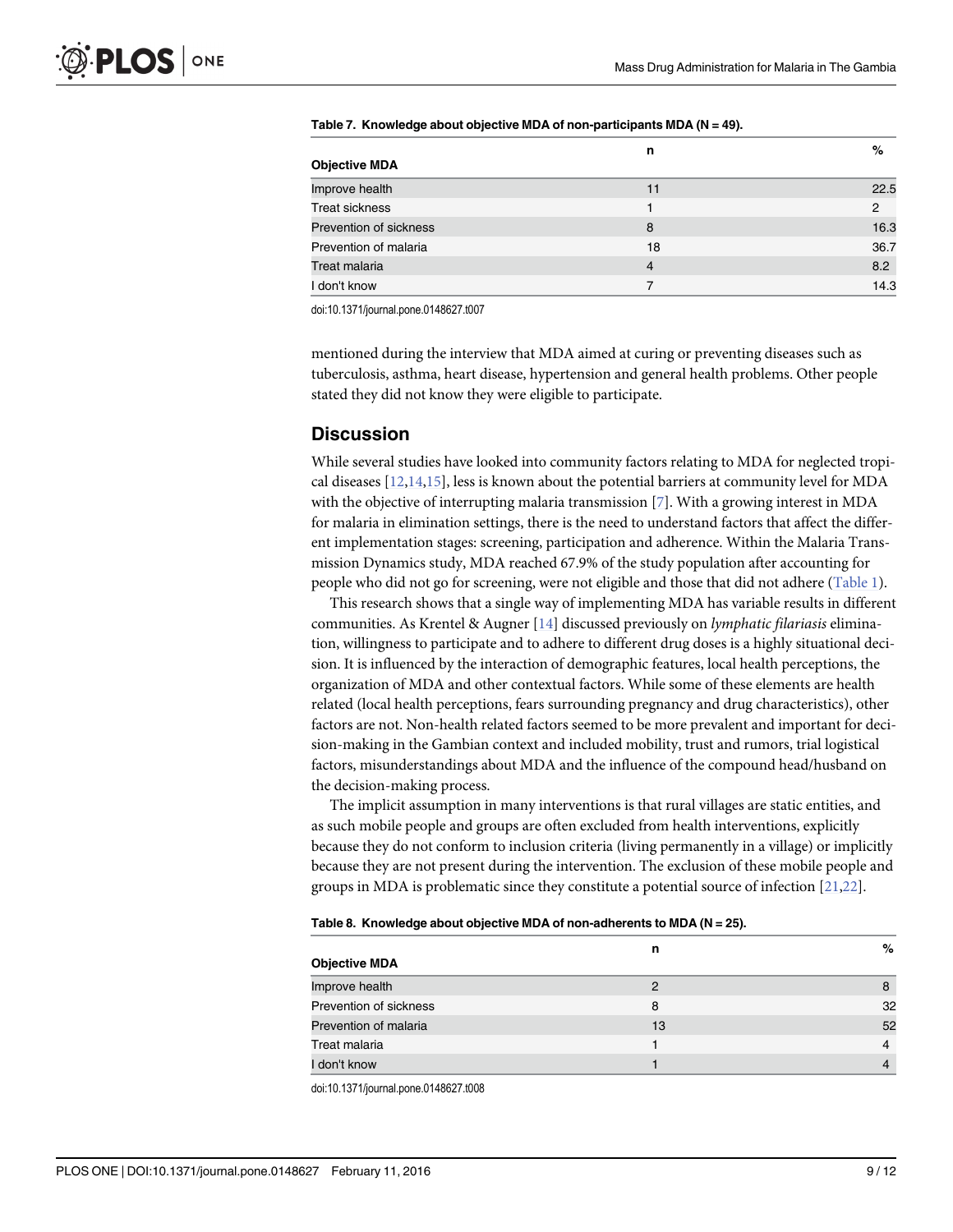Table 7. Knowledge about objective MDA of non-participants MDA (N = 49).

| Objective MDA | n | % |
|---|---|---|
| Improve health | 11 | 22.5 |
| Treat sickness | 1 | 2 |
| Prevention of sickness | 8 | 16.3 |
| Prevention of malaria | 18 | 36.7 |
| Treat malaria | 4 | 8.2 |
| I don't know | 7 | 14.3 |

doi:10.1371/journal.pone.0148627.t007

mentioned during the interview that MDA aimed at curing or preventing diseases such as tuberculosis, asthma, heart disease, hypertension and general health problems. Other people stated they did not know they were eligible to participate.

## Discussion

While several studies have looked into community factors relating to MDA for neglected tropical diseases [12,14,15], less is known about the potential barriers at community level for MDA with the objective of interrupting malaria transmission [7]. With a growing interest in MDA for malaria in elimination settings, there is the need to understand factors that affect the different implementation stages: screening, participation and adherence. Within the Malaria Transmission Dynamics study, MDA reached 67.9% of the study population after accounting for people who did not go for screening, were not eligible and those that did not adhere (Table 1).

This research shows that a single way of implementing MDA has variable results in different communities. As Krentel & Augner [14] discussed previously on *lymphatic filariasis* elimination, willingness to participate and to adhere to different drug doses is a highly situational decision. It is influenced by the interaction of demographic features, local health perceptions, the organization of MDA and other contextual factors. While some of these elements are health related (local health perceptions, fears surrounding pregnancy and drug characteristics), other factors are not. Non-health related factors seemed to be more prevalent and important for decision-making in the Gambian context and included mobility, trust and rumors, trial logistical factors, misunderstandings about MDA and the influence of the compound head/husband on the decision-making process.

The implicit assumption in many interventions is that rural villages are static entities, and as such mobile people and groups are often excluded from health interventions, explicitly because they do not conform to inclusion criteria (living permanently in a village) or implicitly because they are not present during the intervention. The exclusion of these mobile people and groups in MDA is problematic since they constitute a potential source of infection [21,22].

Table 8. Knowledge about objective MDA of non-adherents to MDA (N = 25).

| Objective MDA | n | % |
|---|---|---|
| Improve health | 2 | 8 |
| Prevention of sickness | 8 | 32 |
| Prevention of malaria | 13 | 52 |
| Treat malaria | 1 | 4 |
| I don't know | 1 | 4 |

doi:10.1371/journal.pone.0148627.t008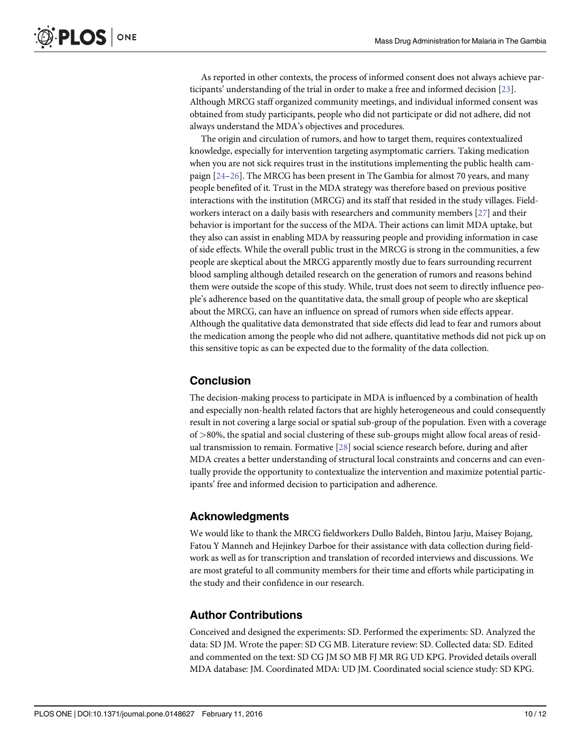As reported in other contexts, the process of informed consent does not always achieve participants' understanding of the trial in order to make a free and informed decision [23]. Although MRCG staff organized community meetings, and individual informed consent was obtained from study participants, people who did not participate or did not adhere, did not always understand the MDA's objectives and procedures.

The origin and circulation of rumors, and how to target them, requires contextualized knowledge, especially for intervention targeting asymptomatic carriers. Taking medication when you are not sick requires trust in the institutions implementing the public health campaign [24–26]. The MRCG has been present in The Gambia for almost 70 years, and many people benefited of it. Trust in the MDA strategy was therefore based on previous positive interactions with the institution (MRCG) and its staff that resided in the study villages. Fieldworkers interact on a daily basis with researchers and community members [27] and their behavior is important for the success of the MDA. Their actions can limit MDA uptake, but they also can assist in enabling MDA by reassuring people and providing information in case of side effects. While the overall public trust in the MRCG is strong in the communities, a few people are skeptical about the MRCG apparently mostly due to fears surrounding recurrent blood sampling although detailed research on the generation of rumors and reasons behind them were outside the scope of this study. While, trust does not seem to directly influence people's adherence based on the quantitative data, the small group of people who are skeptical about the MRCG, can have an influence on spread of rumors when side effects appear. Although the qualitative data demonstrated that side effects did lead to fear and rumors about the medication among the people who did not adhere, quantitative methods did not pick up on this sensitive topic as can be expected due to the formality of the data collection.

## Conclusion

The decision-making process to participate in MDA is influenced by a combination of health and especially non-health related factors that are highly heterogeneous and could consequently result in not covering a large social or spatial sub-group of the population. Even with a coverage of >80%, the spatial and social clustering of these sub-groups might allow focal areas of residual transmission to remain. Formative [28] social science research before, during and after MDA creates a better understanding of structural local constraints and concerns and can eventually provide the opportunity to contextualize the intervention and maximize potential participants' free and informed decision to participation and adherence.

## Acknowledgments

We would like to thank the MRCG fieldworkers Dullo Baldeh, Bintou Jarju, Maisey Bojang, Fatou Y Manneh and Hejinkey Darboe for their assistance with data collection during fieldwork as well as for transcription and translation of recorded interviews and discussions. We are most grateful to all community members for their time and efforts while participating in the study and their confidence in our research.

## Author Contributions

Conceived and designed the experiments: SD. Performed the experiments: SD. Analyzed the data: SD JM. Wrote the paper: SD CG MB. Literature review: SD. Collected data: SD. Edited and commented on the text: SD CG JM SO MB FJ MR RG UD KPG. Provided details overall MDA database: JM. Coordinated MDA: UD JM. Coordinated social science study: SD KPG.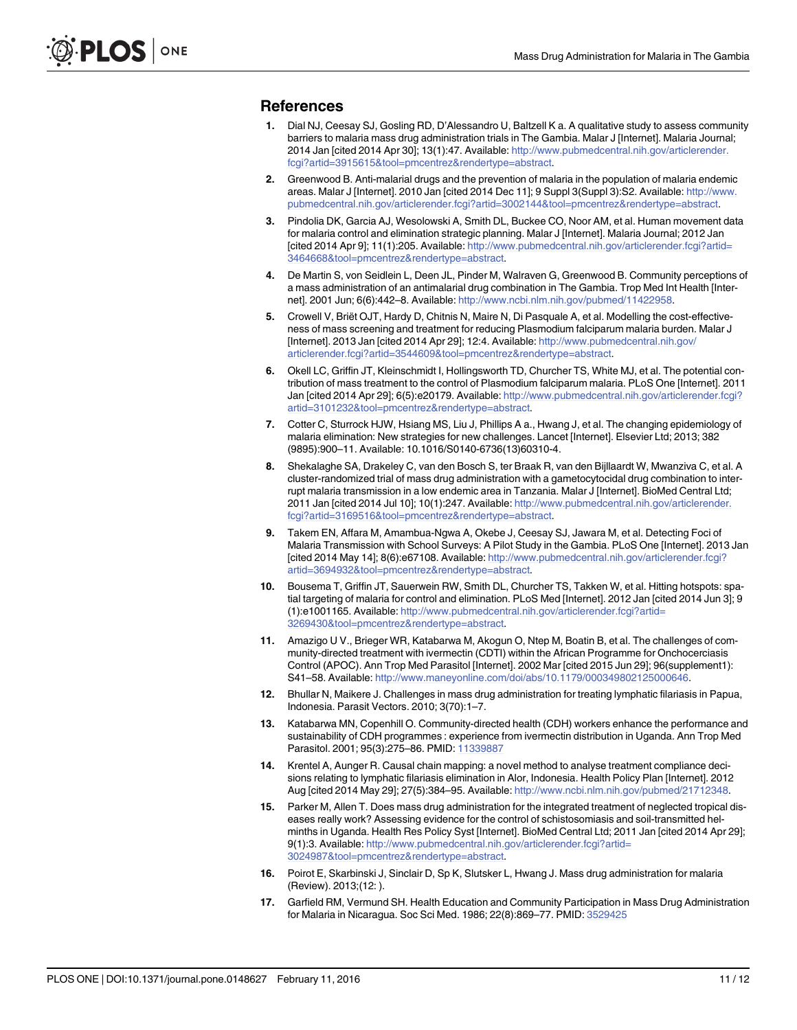## References

1. Dial NJ, Ceesay SJ, Gosling RD, D'Alessandro U, Baltzell K a. A qualitative study to assess community barriers to malaria mass drug administration trials in The Gambia. Malar J [Internet]. Malaria Journal; 2014 Jan [cited 2014 Apr 30]; 13(1):47. Available: http://www.pubmedcentral.nih.gov/articlerender.fcgi?artid=3915615&tool=pmcentrez&rendertype=abstract.
2. Greenwood B. Anti-malarial drugs and the prevention of malaria in the population of malaria endemic areas. Malar J [Internet]. 2010 Jan [cited 2014 Dec 11]; 9 Suppl 3(Suppl 3):S2. Available: http://www.pubmedcentral.nih.gov/articlerender.fcgi?artid=3002144&tool=pmcentrez&rendertype=abstract.
3. Pindolia DK, Garcia AJ, Wesolowski A, Smith DL, Buckee CO, Noor AM, et al. Human movement data for malaria control and elimination strategic planning. Malar J [Internet]. Malaria Journal; 2012 Jan [cited 2014 Apr 9]; 11(1):205. Available: http://www.pubmedcentral.nih.gov/articlerender.fcgi?artid=3464668&tool=pmcentrez&rendertype=abstract.
4. De Martin S, von Seidlein L, Deen JL, Pinder M, Walraven G, Greenwood B. Community perceptions of a mass administration of an antimalarial drug combination in The Gambia. Trop Med Int Health [Internet]. 2001 Jun; 6(6):442–8. Available: http://www.ncbi.nlm.nih.gov/pubmed/11422958.
5. Crowell V, Briët OJT, Hardy D, Chitnis N, Maire N, Di Pasquale A, et al. Modelling the cost-effectiveness of mass screening and treatment for reducing Plasmodium falciparum malaria burden. Malar J [Internet]. 2013 Jan [cited 2014 Apr 29]; 12:4. Available: http://www.pubmedcentral.nih.gov/articlerender.fcgi?artid=3544609&tool=pmcentrez&rendertype=abstract.
6. Okell LC, Griffin JT, Kleinschmidt I, Hollingsworth TD, Churcher TS, White MJ, et al. The potential contribution of mass treatment to the control of Plasmodium falciparum malaria. PLoS One [Internet]. 2011 Jan [cited 2014 Apr 29]; 6(5):e20179. Available: http://www.pubmedcentral.nih.gov/articlerender.fcgi?artid=3101232&tool=pmcentrez&rendertype=abstract.
7. Cotter C, Sturrock HJW, Hsiang MS, Liu J, Phillips A a., Hwang J, et al. The changing epidemiology of malaria elimination: New strategies for new challenges. Lancet [Internet]. Elsevier Ltd; 2013; 382(9895):900–11. Available: 10.1016/S0140-6736(13)60310-4.
8. Shekalaghe SA, Drakeley C, van den Bosch S, ter Braak R, van den Bijllaardt W, Mwanziva C, et al. A cluster-randomized trial of mass drug administration with a gametocytocidal drug combination to interrupt malaria transmission in a low endemic area in Tanzania. Malar J [Internet]. BioMed Central Ltd; 2011 Jan [cited 2014 Jul 10]; 10(1):247. Available: http://www.pubmedcentral.nih.gov/articlerender.fcgi?artid=3169516&tool=pmcentrez&rendertype=abstract.
9. Takem EN, Affara M, Amambua-Ngwa A, Okebe J, Ceesay SJ, Jawara M, et al. Detecting Foci of Malaria Transmission with School Surveys: A Pilot Study in the Gambia. PLoS One [Internet]. 2013 Jan [cited 2014 May 14]; 8(6):e67108. Available: http://www.pubmedcentral.nih.gov/articlerender.fcgi?artid=3694932&tool=pmcentrez&rendertype=abstract.
10. Bousema T, Griffin JT, Sauerwein RW, Smith DL, Churcher TS, Takken W, et al. Hitting hotspots: spatial targeting of malaria for control and elimination. PLoS Med [Internet]. 2012 Jan [cited 2014 Jun 3]; 9(1):e1001165. Available: http://www.pubmedcentral.nih.gov/articlerender.fcgi?artid=3269430&tool=pmcentrez&rendertype=abstract.
11. Amazigo U V., Brieger WR, Katabarwa M, Akogun O, Ntep M, Boatin B, et al. The challenges of community-directed treatment with ivermectin (CDTI) within the African Programme for Onchocerciasis Control (APOC). Ann Trop Med Parasitol [Internet]. 2002 Mar [cited 2015 Jun 29]; 96(supplement1):S41–58. Available: http://www.maneyonline.com/doi/abs/10.1179/000349802125000646.
12. Bhullar N, Maikere J. Challenges in mass drug administration for treating lymphatic filariasis in Papua, Indonesia. Parasit Vectors. 2010; 3(70):1–7.
13. Katabarwa MN, Copenhill O. Community-directed health (CDH) workers enhance the performance and sustainability of CDH programmes : experience from ivermectin distribution in Uganda. Ann Trop Med Parasitol. 2001; 95(3):275–86. PMID: 11339887
14. Krentel A, Aunger R. Causal chain mapping: a novel method to analyse treatment compliance decisions relating to lymphatic filariasis elimination in Alor, Indonesia. Health Policy Plan [Internet]. 2012 Aug [cited 2014 May 29]; 27(5):384–95. Available: http://www.ncbi.nlm.nih.gov/pubmed/21712348.
15. Parker M, Allen T. Does mass drug administration for the integrated treatment of neglected tropical diseases really work? Assessing evidence for the control of schistosomiasis and soil-transmitted helminths in Uganda. Health Res Policy Syst [Internet]. BioMed Central Ltd; 2011 Jan [cited 2014 Apr 29]; 9(1):3. Available: http://www.pubmedcentral.nih.gov/articlerender.fcgi?artid=3024987&tool=pmcentrez&rendertype=abstract.
16. Poirot E, Skarbinski J, Sinclair D, Sp K, Slutsker L, Hwang J. Mass drug administration for malaria (Review). 2013;(12: ).
17. Garfield RM, Vermund SH. Health Education and Community Participation in Mass Drug Administration for Malaria in Nicaragua. Soc Sci Med. 1986; 22(8):869–77. PMID: 3529425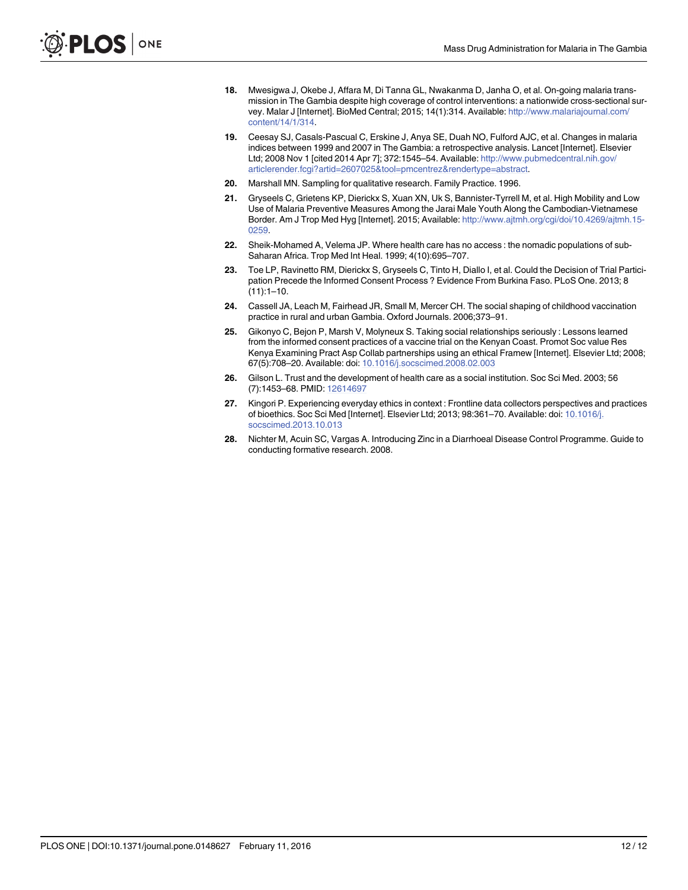18. Mwesigwa J, Okebe J, Affara M, Di Tanna GL, Nwakanma D, Janha O, et al. On-going malaria transmission in The Gambia despite high coverage of control interventions: a nationwide cross-sectional survey. Malar J [Internet]. BioMed Central; 2015; 14(1):314. Available: http://www.malariajournal.com/content/14/1/314.

19. Ceesay SJ, Casals-Pascual C, Erskine J, Anya SE, Duah NO, Fulford AJC, et al. Changes in malaria indices between 1999 and 2007 in The Gambia: a retrospective analysis. Lancet [Internet]. Elsevier Ltd; 2008 Nov 1 [cited 2014 Apr 7]; 372:1545–54. Available: http://www.pubmedcentral.nih.gov/articlerender.fcgi?artid=2607025&tool=pmcentrez&rendertype=abstract.

20. Marshall MN. Sampling for qualitative research. Family Practice. 1996.

21. Gryseels C, Grietens KP, Dierickx S, Xuan XN, Uk S, Bannister-Tyrrell M, et al. High Mobility and Low Use of Malaria Preventive Measures Among the Jarai Male Youth Along the Cambodian-Vietnamese Border. Am J Trop Med Hyg [Internet]. 2015; Available: http://www.ajtmh.org/cgi/doi/10.4269/ajtmh.15-0259.

22. Sheik-Mohamed A, Velema JP. Where health care has no access : the nomadic populations of sub-Saharan Africa. Trop Med Int Heal. 1999; 4(10):695–707.

23. Toe LP, Ravinetto RM, Dierickx S, Gryseels C, Tinto H, Diallo I, et al. Could the Decision of Trial Participation Precede the Informed Consent Process ? Evidence From Burkina Faso. PLoS One. 2013; 8 (11):1–10.

24. Cassell JA, Leach M, Fairhead JR, Small M, Mercer CH. The social shaping of childhood vaccination practice in rural and urban Gambia. Oxford Journals. 2006;373–91.

25. Gikonyo C, Bejon P, Marsh V, Molyneux S. Taking social relationships seriously : Lessons learned from the informed consent practices of a vaccine trial on the Kenyan Coast. Promot Soc value Res Kenya Examining Pract Asp Collab partnerships using an ethical Framew [Internet]. Elsevier Ltd; 2008; 67(5):708–20. Available: doi: 10.1016/j.socscimed.2008.02.003

26. Gilson L. Trust and the development of health care as a social institution. Soc Sci Med. 2003; 56 (7):1453–68. PMID: 12614697

27. Kingori P. Experiencing everyday ethics in context : Frontline data collectors perspectives and practices of bioethics. Soc Sci Med [Internet]. Elsevier Ltd; 2013; 98:361–70. Available: doi: 10.1016/j.socscimed.2013.10.013

28. Nichter M, Acuin SC, Vargas A. Introducing Zinc in a Diarrhoeal Disease Control Programme. Guide to conducting formative research. 2008.